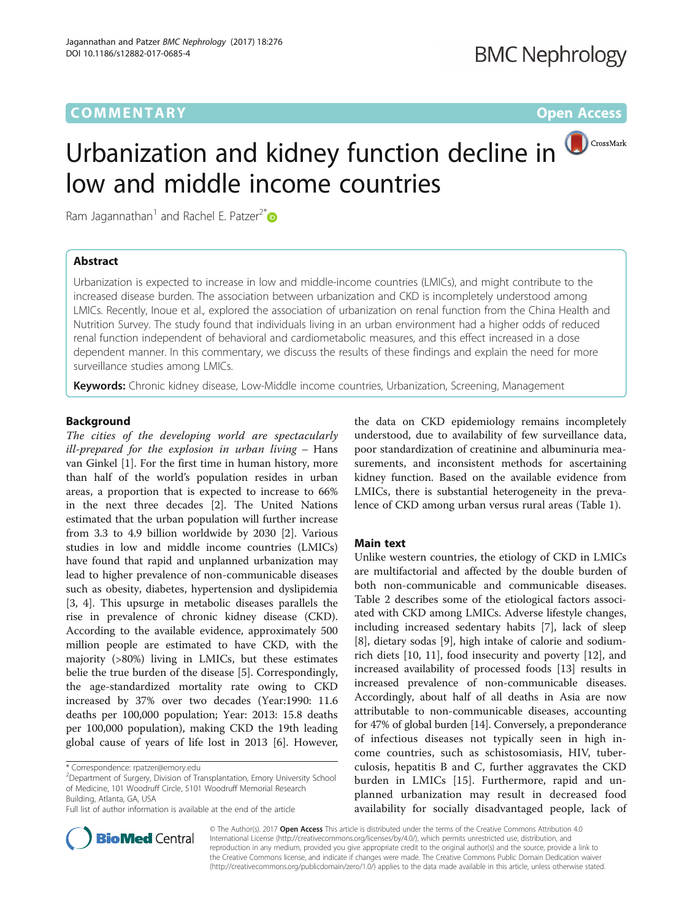COMMENTARY Open Access

# Urbanization and kidney function decline in low and middle income countries

Ram Jagannathan[1] and Rachel E. Patzer[2*]

## Abstract

Urbanization is expected to increase in low and middle-income countries (LMICs), and might contribute to the increased disease burden. The association between urbanization and CKD is incompletely understood among LMICs. Recently, Inoue et al., explored the association of urbanization on renal function from the China Health and Nutrition Survey. The study found that individuals living in an urban environment had a higher odds of reduced renal function independent of behavioral and cardiometabolic measures, and this effect increased in a dose dependent manner. In this commentary, we discuss the results of these findings and explain the need for more surveillance studies among LMICs.

**Keywords:** Chronic kidney disease, Low-Middle income countries, Urbanization, Screening, Management

## Background

*The cities of the developing world are spectacularly ill-prepared for the explosion in urban living* – Hans van Ginkel [1]. For the first time in human history, more than half of the world's population resides in urban areas, a proportion that is expected to increase to 66% in the next three decades [2]. The United Nations estimated that the urban population will further increase from 3.3 to 4.9 billion worldwide by 2030 [2]. Various studies in low and middle income countries (LMICs) have found that rapid and unplanned urbanization may lead to higher prevalence of non-communicable diseases such as obesity, diabetes, hypertension and dyslipidemia [3, 4]. This upsurge in metabolic diseases parallels the rise in prevalence of chronic kidney disease (CKD). According to the available evidence, approximately 500 million people are estimated to have CKD, with the majority (>80%) living in LMICs, but these estimates belie the true burden of the disease [5]. Correspondingly, the age-standardized mortality rate owing to CKD increased by 37% over two decades (Year:1990: 11.6 deaths per 100,000 population; Year: 2013: 15.8 deaths per 100,000 population), making CKD the 19th leading global cause of years of life lost in 2013 [6]. However, the data on CKD epidemiology remains incompletely understood, due to availability of few surveillance data, poor standardization of creatinine and albuminuria measurements, and inconsistent methods for ascertaining kidney function. Based on the available evidence from LMICs, there is substantial heterogeneity in the prevalence of CKD among urban versus rural areas (Table 1).

## Main text

Unlike western countries, the etiology of CKD in LMICs are multifactorial and affected by the double burden of both non-communicable and communicable diseases. Table 2 describes some of the etiological factors associated with CKD among LMICs. Adverse lifestyle changes, including increased sedentary habits [7], lack of sleep [8], dietary sodas [9], high intake of calorie and sodium-rich diets [10, 11], food insecurity and poverty [12], and increased availability of processed foods [13] results in increased prevalence of non-communicable diseases. Accordingly, about half of all deaths in Asia are now attributable to non-communicable diseases, accounting for 47% of global burden [14]. Conversely, a preponderance of infectious diseases not typically seen in high income countries, such as schistosomiasis, HIV, tuberculosis, hepatitis B and C, further aggravates the CKD burden in LMICs [15]. Furthermore, rapid and unplanned urbanization may result in decreased food availability for socially disadvantaged people, lack of

\* Correspondence: rpatzer@emory.edu
[2]Department of Surgery, Division of Transplantation, Emory University School of Medicine, 101 Woodruff Circle, 5101 Woodruff Memorial Research Building, Atlanta, GA, USA
Full list of author information is available at the end of the article

© The Author(s). 2017 **Open Access** This article is distributed under the terms of the Creative Commons Attribution 4.0 International License (http://creativecommons.org/licenses/by/4.0/), which permits unrestricted use, distribution, and reproduction in any medium, provided you give appropriate credit to the original author(s) and the source, provide a link to the Creative Commons license, and indicate if changes were made. The Creative Commons Public Domain Dedication waiver (http://creativecommons.org/publicdomain/zero/1.0/) applies to the data made available in this article, unless otherwise stated.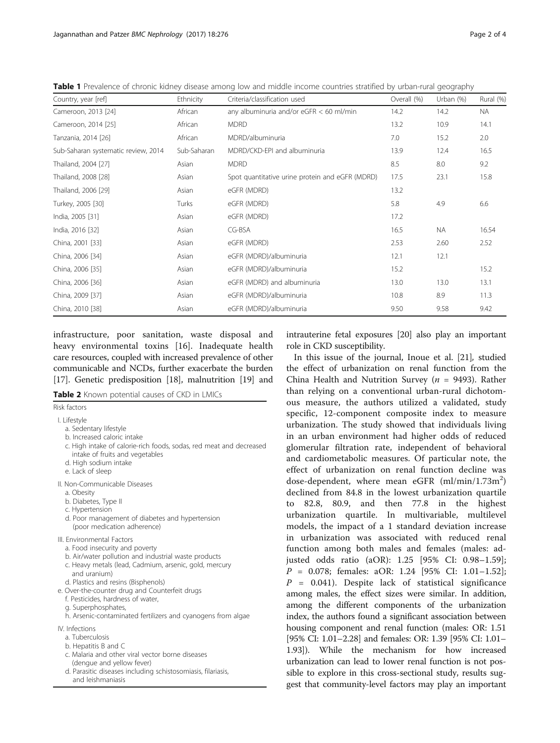**Table 1** Prevalence of chronic kidney disease among low and middle income countries stratified by urban-rural geography

| Country, year [ref] | Ethnicity | Criteria/classification used | Overall (%) | Urban (%) | Rural (%) |
|---|---|---|---|---|---|
| Cameroon, 2013 [24] | African | any albuminuria and/or eGFR < 60 ml/min | 14.2 | 14.2 | NA |
| Cameroon, 2014 [25] | African | MDRD | 13.2 | 10.9 | 14.1 |
| Tanzania, 2014 [26] | African | MDRD/albuminuria | 7.0 | 15.2 | 2.0 |
| Sub-Saharan systematic review, 2014 | Sub-Saharan | MDRD/CKD-EPI and albuminuria | 13.9 | 12.4 | 16.5 |
| Thailand, 2004 [27] | Asian | MDRD | 8.5 | 8.0 | 9.2 |
| Thailand, 2008 [28] | Asian | Spot quantitative urine protein and eGFR (MDRD) | 17.5 | 23.1 | 15.8 |
| Thailand, 2006 [29] | Asian | eGFR (MDRD) | 13.2 | | |
| Turkey, 2005 [30] | Turks | eGFR (MDRD) | 5.8 | 4.9 | 6.6 |
| India, 2005 [31] | Asian | eGFR (MDRD) | 17.2 | | |
| India, 2016 [32] | Asian | CG-BSA | 16.5 | NA | 16.54 |
| China, 2001 [33] | Asian | eGFR (MDRD) | 2.53 | 2.60 | 2.52 |
| China, 2006 [34] | Asian | eGFR (MDRD)/albuminuria | 12.1 | 12.1 | |
| China, 2006 [35] | Asian | eGFR (MDRD)/albuminuria | 15.2 | | 15.2 |
| China, 2006 [36] | Asian | eGFR (MDRD) and albuminuria | 13.0 | 13.0 | 13.1 |
| China, 2009 [37] | Asian | eGFR (MDRD)/albuminuria | 10.8 | 8.9 | 11.3 |
| China, 2010 [38] | Asian | eGFR (MDRD)/albuminuria | 9.50 | 9.58 | 9.42 |

infrastructure, poor sanitation, waste disposal and heavy environmental toxins [16]. Inadequate health care resources, coupled with increased prevalence of other communicable and NCDs, further exacerbate the burden [17]. Genetic predisposition [18], malnutrition [19] and intrauterine fetal exposures [20] also play an important role in CKD susceptibility.

**Table 2** Known potential causes of CKD in LMICs

| Risk factors |
|---|
| I. Lifestyle<br>a. Sedentary lifestyle<br>b. Increased caloric intake<br>c. High intake of calorie-rich foods, sodas, red meat and decreased intake of fruits and vegetables<br>d. High sodium intake<br>e. Lack of sleep |
| II. Non-Communicable Diseases<br>a. Obesity<br>b. Diabetes, Type II<br>c. Hypertension<br>d. Poor management of diabetes and hypertension (poor medication adherence) |
| III. Environmental Factors<br>a. Food insecurity and poverty<br>b. Air/water pollution and industrial waste products<br>c. Heavy metals (lead, Cadmium, arsenic, gold, mercury and uranium)<br>d. Plastics and resins (Bisphenols)<br>e. Over-the-counter drug and Counterfeit drugs<br>f. Pesticides, hardness of water,<br>g. Superphosphates,<br>h. Arsenic-contaminated fertilizers and cyanogens from algae |
| IV. Infections<br>a. Tuberculosis<br>b. Hepatitis B and C<br>c. Malaria and other viral vector borne diseases (dengue and yellow fever)<br>d. Parasitic diseases including schistosomiasis, filariasis, and leishmaniasis |

In this issue of the journal, Inoue et al. [21], studied the effect of urbanization on renal function from the China Health and Nutrition Survey ($n$ = 9493). Rather than relying on a conventional urban-rural dichotomous measure, the authors utilized a validated, study specific, 12-component composite index to measure urbanization. The study showed that individuals living in an urban environment had higher odds of reduced glomerular filtration rate, independent of behavioral and cardiometabolic measures. Of particular note, the effect of urbanization on renal function decline was dose-dependent, where mean eGFR (ml/min/1.73m$^2$) declined from 84.8 in the lowest urbanization quartile to 82.8, 80.9, and then 77.8 in the highest urbanization quartile. In multivariable, multilevel models, the impact of a 1 standard deviation increase in urbanization was associated with reduced renal function among both males and females (males: adjusted odds ratio (aOR): 1.25 [95% CI: 0.98–1.59]; $P$ = 0.078; females: aOR: 1.24 [95% CI: 1.01–1.52]; $P$ = 0.041). Despite lack of statistical significance among males, the effect sizes were similar. In addition, among the different components of the urbanization index, the authors found a significant association between housing component and renal function (males: OR: 1.51 [95% CI: 1.01–2.28] and females: OR: 1.39 [95% CI: 1.01–1.93]). While the mechanism for how increased urbanization can lead to lower renal function is not possible to explore in this cross-sectional study, results suggest that community-level factors may play an important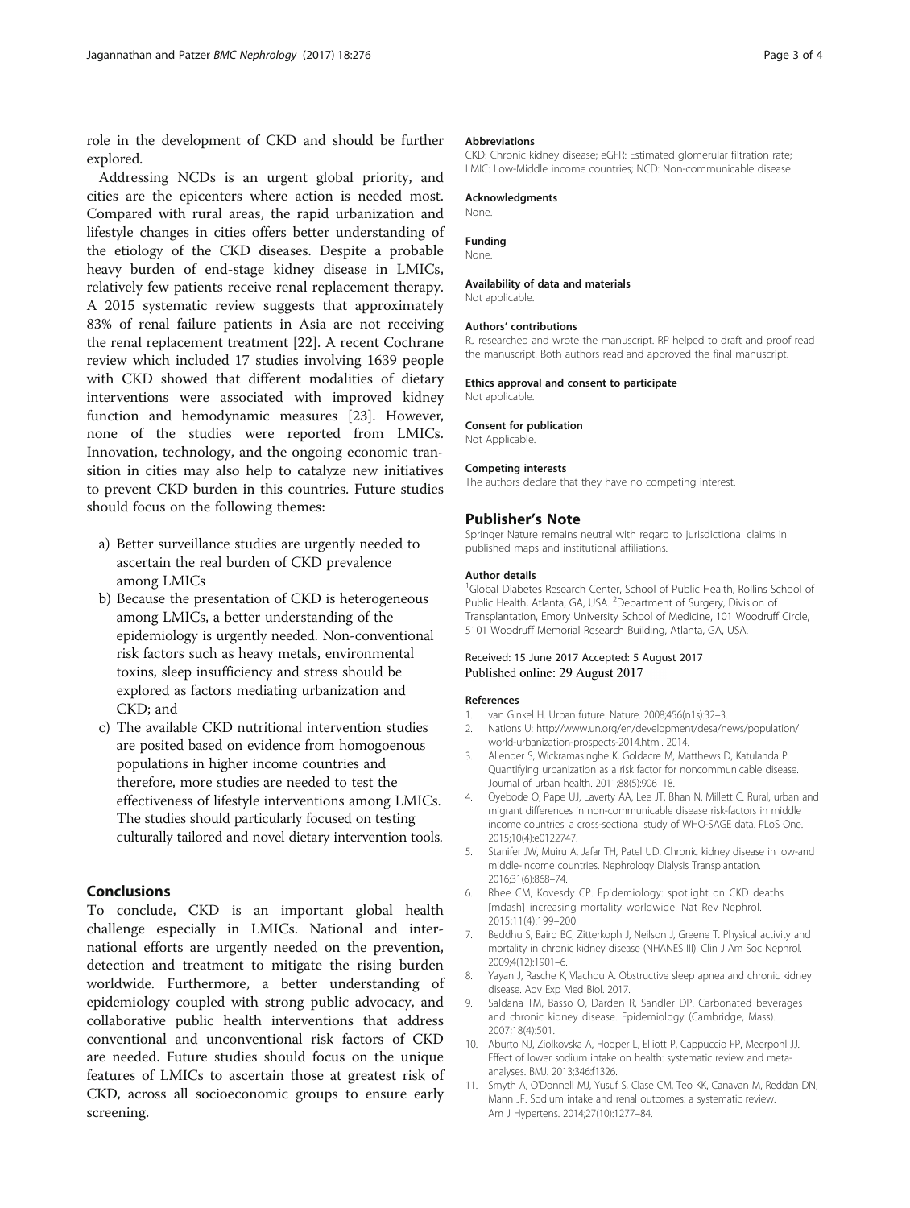role in the development of CKD and should be further explored.

Addressing NCDs is an urgent global priority, and cities are the epicenters where action is needed most. Compared with rural areas, the rapid urbanization and lifestyle changes in cities offers better understanding of the etiology of the CKD diseases. Despite a probable heavy burden of end-stage kidney disease in LMICs, relatively few patients receive renal replacement therapy. A 2015 systematic review suggests that approximately 83% of renal failure patients in Asia are not receiving the renal replacement treatment [22]. A recent Cochrane review which included 17 studies involving 1639 people with CKD showed that different modalities of dietary interventions were associated with improved kidney function and hemodynamic measures [23]. However, none of the studies were reported from LMICs. Innovation, technology, and the ongoing economic transition in cities may also help to catalyze new initiatives to prevent CKD burden in this countries. Future studies should focus on the following themes:

a) Better surveillance studies are urgently needed to ascertain the real burden of CKD prevalence among LMICs
b) Because the presentation of CKD is heterogeneous among LMICs, a better understanding of the epidemiology is urgently needed. Non-conventional risk factors such as heavy metals, environmental toxins, sleep insufficiency and stress should be explored as factors mediating urbanization and CKD; and
c) The available CKD nutritional intervention studies are posited based on evidence from homogoenous populations in higher income countries and therefore, more studies are needed to test the effectiveness of lifestyle interventions among LMICs. The studies should particularly focused on testing culturally tailored and novel dietary intervention tools.

## Conclusions

To conclude, CKD is an important global health challenge especially in LMICs. National and international efforts are urgently needed on the prevention, detection and treatment to mitigate the rising burden worldwide. Furthermore, a better understanding of epidemiology coupled with strong public advocacy, and collaborative public health interventions that address conventional and unconventional risk factors of CKD are needed. Future studies should focus on the unique features of LMICs to ascertain those at greatest risk of CKD, across all socioeconomic groups to ensure early screening.

#### Abbreviations

CKD: Chronic kidney disease; eGFR: Estimated glomerular filtration rate; LMIC: Low-Middle income countries; NCD: Non-communicable disease

#### Acknowledgments

None.

#### Funding

None.

#### Availability of data and materials

Not applicable.

#### Authors' contributions

RJ researched and wrote the manuscript. RP helped to draft and proof read the manuscript. Both authors read and approved the final manuscript.

#### Ethics approval and consent to participate

Not applicable.

#### Consent for publication

Not Applicable.

#### Competing interests

The authors declare that they have no competing interest.

### Publisher's Note

Springer Nature remains neutral with regard to jurisdictional claims in published maps and institutional affiliations.

#### Author details

[1]Global Diabetes Research Center, School of Public Health, Rollins School of Public Health, Atlanta, GA, USA. [2]Department of Surgery, Division of Transplantation, Emory University School of Medicine, 101 Woodruff Circle, 5101 Woodruff Memorial Research Building, Atlanta, GA, USA.

Received: 15 June 2017 Accepted: 5 August 2017
Published online: 29 August 2017

#### References

1. van Ginkel H. Urban future. Nature. 2008;456(n1s):32–3.
2. Nations U: http://www.un.org/en/development/desa/news/population/world-urbanization-prospects-2014.html. 2014.
3. Allender S, Wickramasinghe K, Goldacre M, Matthews D, Katulanda P. Quantifying urbanization as a risk factor for noncommunicable disease. Journal of urban health. 2011;88(5):906–18.
4. Oyebode O, Pape UJ, Laverty AA, Lee JT, Bhan N, Millett C. Rural, urban and migrant differences in non-communicable disease risk-factors in middle income countries: a cross-sectional study of WHO-SAGE data. PLoS One. 2015;10(4):e0122747.
5. Stanifer JW, Muiru A, Jafar TH, Patel UD. Chronic kidney disease in low-and middle-income countries. Nephrology Dialysis Transplantation. 2016;31(6):868–74.
6. Rhee CM, Kovesdy CP. Epidemiology: spotlight on CKD deaths [mdash] increasing mortality worldwide. Nat Rev Nephrol. 2015;11(4):199–200.
7. Beddhu S, Baird BC, Zitterkoph J, Neilson J, Greene T. Physical activity and mortality in chronic kidney disease (NHANES III). Clin J Am Soc Nephrol. 2009;4(12):1901–6.
8. Yayan J, Rasche K, Vlachou A. Obstructive sleep apnea and chronic kidney disease. Adv Exp Med Biol. 2017.
9. Saldana TM, Basso O, Darden R, Sandler DP. Carbonated beverages and chronic kidney disease. Epidemiology (Cambridge, Mass). 2007;18(4):501.
10. Aburto NJ, Ziolkovska A, Hooper L, Elliott P, Cappuccio FP, Meerpohl JJ. Effect of lower sodium intake on health: systematic review and meta-analyses. BMJ. 2013;346:f1326.
11. Smyth A, O'Donnell MJ, Yusuf S, Clase CM, Teo KK, Canavan M, Reddan DN, Mann JF. Sodium intake and renal outcomes: a systematic review. Am J Hypertens. 2014;27(10):1277–84.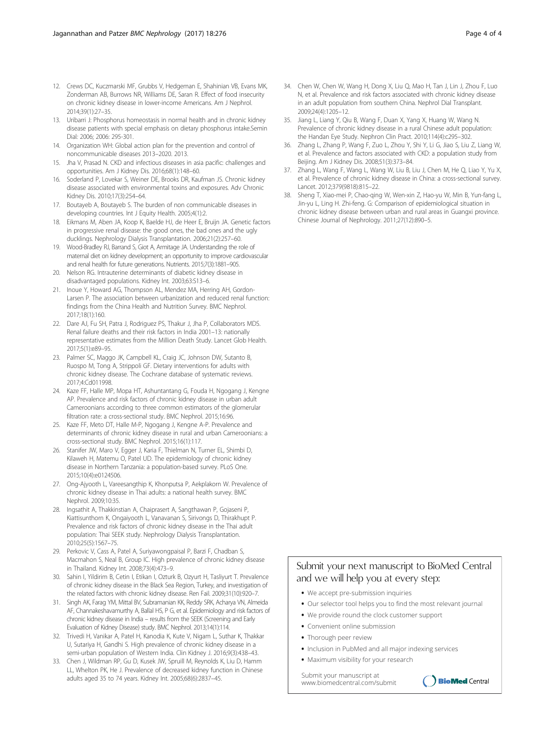12. Crews DC, Kuczmarski MF, Grubbs V, Hedgeman E, Shahinian VB, Evans MK, Zonderman AB, Burrows NR, Williams DE, Saran R. Effect of food insecurity on chronic kidney disease in lower-income Americans. Am J Nephrol. 2014;39(1):27–35.
13. Uribarri J: Phosphorus homeostasis in normal health and in chronic kidney disease patients with special emphasis on dietary phosphorus intake.Semin Dial: 2006; 2006: 295-301.
14. Organization WH: Global action plan for the prevention and control of noncommunicable diseases 2013–2020. 2013.
15. Jha V, Prasad N. CKD and infectious diseases in asia pacific: challenges and opportunities. Am J Kidney Dis. 2016;68(1):148–60.
16. Soderland P, Lovekar S, Weiner DE, Brooks DR, Kaufman JS. Chronic kidney disease associated with environmental toxins and exposures. Adv Chronic Kidney Dis. 2010;17(3):254–64.
17. Boutayeb A, Boutayeb S. The burden of non communicable diseases in developing countries. Int J Equity Health. 2005;4(1):2.
18. Eikmans M, Aben JA, Koop K, Baelde HJ, de Heer E, Bruijn JA. Genetic factors in progressive renal disease: the good ones, the bad ones and the ugly ducklings. Nephrology Dialysis Transplantation. 2006;21(2):257–60.
19. Wood-Bradley RJ, Barrand S, Giot A, Armitage JA. Understanding the role of maternal diet on kidney development; an opportunity to improve cardiovascular and renal health for future generations. Nutrients. 2015;7(3):1881–905.
20. Nelson RG. Intrauterine determinants of diabetic kidney disease in disadvantaged populations. Kidney Int. 2003;63:S13–6.
21. Inoue Y, Howard AG, Thompson AL, Mendez MA, Herring AH, Gordon-Larsen P. The association between urbanization and reduced renal function: findings from the China Health and Nutrition Survey. BMC Nephrol. 2017;18(1):160.
22. Dare AJ, Fu SH, Patra J, Rodriguez PS, Thakur J, Jha P, Collaborators MDS. Renal failure deaths and their risk factors in India 2001–13: nationally representative estimates from the Million Death Study. Lancet Glob Health. 2017;5(1):e89–95.
23. Palmer SC, Maggo JK, Campbell KL, Craig JC, Johnson DW, Sutanto B, Ruospo M, Tong A, Strippoli GF. Dietary interventions for adults with chronic kidney disease. The Cochrane database of systematic reviews. 2017;4:Cd011998.
24. Kaze FF, Halle MP, Mopa HT, Ashuntantang G, Fouda H, Ngogang J, Kengne AP. Prevalence and risk factors of chronic kidney disease in urban adult Cameroonians according to three common estimators of the glomerular filtration rate: a cross-sectional study. BMC Nephrol. 2015;16:96.
25. Kaze FF, Meto DT, Halle M-P, Ngogang J, Kengne A-P. Prevalence and determinants of chronic kidney disease in rural and urban Cameroonians: a cross-sectional study. BMC Nephrol. 2015;16(1):117.
26. Stanifer JW, Maro V, Egger J, Karia F, Thielman N, Turner EL, Shimbi D, Kilaweh H, Matemu O, Patel UD. The epidemiology of chronic kidney disease in Northern Tanzania: a population-based survey. PLoS One. 2015;10(4):e0124506.
27. Ong-Ajyooth L, Vareesangthip K, Khonputsa P, Aekplakorn W. Prevalence of chronic kidney disease in Thai adults: a national health survey. BMC Nephrol. 2009;10:35.
28. Ingsathit A, Thakkinstian A, Chaiprasert A, Sangthawan P, Gojaseni P, Kiattisunthorn K, Ongaiyooth L, Vanavanan S, Sirivongs D, Thirakhupt P. Prevalence and risk factors of chronic kidney disease in the Thai adult population: Thai SEEK study. Nephrology Dialysis Transplantation. 2010;25(5):1567–75.
29. Perkovic V, Cass A, Patel A, Suriyawongpaisal P, Barzi F, Chadban S, Macmahon S, Neal B, Group IC. High prevalence of chronic kidney disease in Thailand. Kidney Int. 2008;73(4):473–9.
30. Sahin I, Yildirim B, Cetin I, Etikan I, Ozturk B, Ozyurt H, Tasliyurt T. Prevalence of chronic kidney disease in the Black Sea Region, Turkey, and investigation of the related factors with chronic kidney disease. Ren Fail. 2009;31(10):920–7.
31. Singh AK, Farag YM, Mittal BV, Subramanian KK, Reddy SRK, Acharya VN, Almeida AF, Channakeshavamurthy A, Ballal HS, P G, et al. Epidemiology and risk factors of chronic kidney disease in India – results from the SEEK (Screening and Early Evaluation of Kidney Disease) study. BMC Nephrol. 2013;14(1):114.
32. Trivedi H, Vanikar A, Patel H, Kanodia K, Kute V, Nigam L, Suthar K, Thakkar U, Sutariya H, Gandhi S. High prevalence of chronic kidney disease in a semi-urban population of Western India. Clin Kidney J. 2016;9(3):438–43.
33. Chen J, Wildman RP, Gu D, Kusek JW, Spruill M, Reynolds K, Liu D, Hamm LL, Whelton PK, He J. Prevalence of decreased kidney function in Chinese adults aged 35 to 74 years. Kidney Int. 2005;68(6):2837–45.
34. Chen W, Chen W, Wang H, Dong X, Liu Q, Mao H, Tan J, Lin J, Zhou F, Luo N, et al. Prevalence and risk factors associated with chronic kidney disease in an adult population from southern China. Nephrol Dial Transplant. 2009;24(4):1205–12.
35. Jiang L, Liang Y, Qiu B, Wang F, Duan X, Yang X, Huang W, Wang N. Prevalence of chronic kidney disease in a rural Chinese adult population: the Handan Eye Study. Nephron Clin Pract. 2010;114(4):c295–302.
36. Zhang L, Zhang P, Wang F, Zuo L, Zhou Y, Shi Y, Li G, Jiao S, Liu Z, Liang W, et al. Prevalence and factors associated with CKD: a population study from Beijing. Am J Kidney Dis. 2008;51(3):373–84.
37. Zhang L, Wang F, Wang L, Wang W, Liu B, Liu J, Chen M, He Q, Liao Y, Yu X, et al. Prevalence of chronic kidney disease in China: a cross-sectional survey. Lancet. 2012;379(9818):815–22.
38. Sheng T, Xiao-mei P, Chao-qing W, Wen-xin Z, Hao-yu W, Min B, Yun-fang L, Jin-yu L, Ling H. Zhi-feng. G: Comparison of epidemiological situation in chronic kidney disease between urban and rural areas in Guangxi province. Chinese Journal of Nephrology. 2011;27(12):890–5.

Submit your next manuscript to BioMed Central and we will help you at every step:

- We accept pre-submission inquiries
- Our selector tool helps you to find the most relevant journal
- We provide round the clock customer support
- Convenient online submission
- Thorough peer review
- Inclusion in PubMed and all major indexing services
- Maximum visibility for your research

Submit your manuscript at
www.biomedcentral.com/submit

BioMed Central